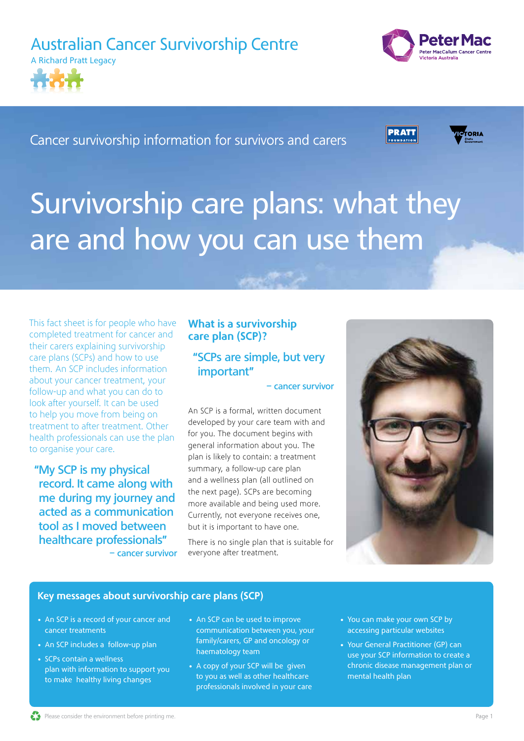Australian Cancer Survivorship Centre

A Richard Pratt Legacy

Cancer survivorship information for survivors and carers

# Survivorship care plans: what they are and how you can use them

This fact sheet is for people who have completed treatment for cancer and their carers explaining survivorship care plans (SCPs) and how to use them. An SCP includes information about your cancer treatment, your follow-up and what you can do to look after yourself. It can be used to help you move from being on treatment to after treatment. Other health professionals can use the plan to organise your care.

> **"My SCP is my physical record. It came along with me during my journey and acted as a communication tool as I moved between healthcare professionals"**
>
> – cancer survivor

## What is a survivorship care plan (SCP)?

> **"SCPs are simple, but very important"**
>
> – cancer survivor

An SCP is a formal, written document developed by your care team with and for you. The document begins with general information about you. The plan is likely to contain: a treatment summary, a follow-up care plan and a wellness plan (all outlined on the next page). SCPs are becoming more available and being used more. Currently, not everyone receives one, but it is important to have one.

There is no single plan that is suitable for everyone after treatment.

## Key messages about survivorship care plans (SCP)

- An SCP is a record of your cancer and cancer treatments
- An SCP includes a follow-up plan
- SCPs contain a wellness plan with information to support you to make healthy living changes
- An SCP can be used to improve communication between you, your family/carers, GP and oncology or haematology team
- A copy of your SCP will be given to you as well as other healthcare professionals involved in your care
- You can make your own SCP by accessing particular websites
- Your General Practitioner (GP) can use your SCP information to create a chronic disease management plan or mental health plan

Please consider the environment before printing me.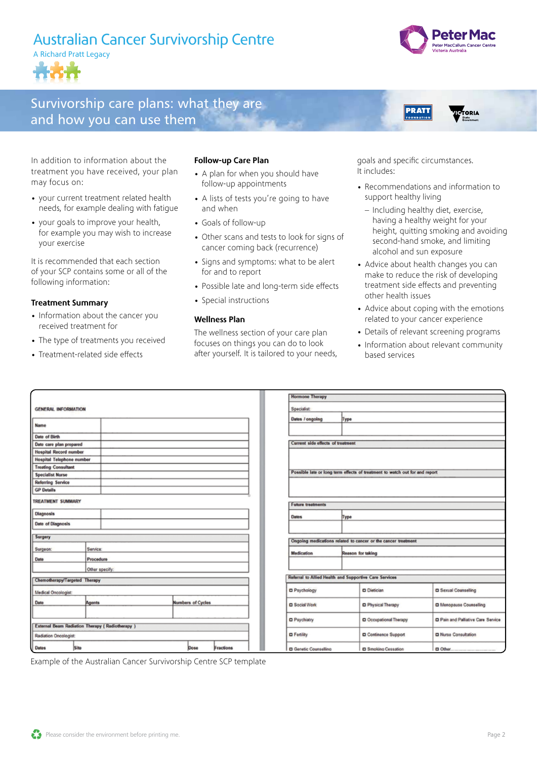# Australian Cancer Survivorship Centre

A Richard Pratt Legacy

## Survivorship care plans: what they are and how you can use them

In addition to information about the treatment you have received, your plan may focus on:

- your current treatment related health needs, for example dealing with fatigue
- your goals to improve your health, for example you may wish to increase your exercise

It is recommended that each section of your SCP contains some or all of the following information:

### Treatment Summary

- Information about the cancer you received treatment for
- The type of treatments you received
- Treatment-related side effects

### Follow-up Care Plan

- A plan for when you should have follow-up appointments
- A lists of tests you're going to have and when
- Goals of follow-up
- Other scans and tests to look for signs of cancer coming back (recurrence)
- Signs and symptoms: what to be alert for and to report
- Possible late and long-term side effects
- Special instructions

### Wellness Plan

The wellness section of your care plan focuses on things you can do to look after yourself. It is tailored to your needs, goals and specific circumstances. It includes:

- Recommendations and information to support healthy living
  - Including healthy diet, exercise, having a healthy weight for your height, quitting smoking and avoiding second-hand smoke, and limiting alcohol and sun exposure
- Advice about health changes you can make to reduce the risk of developing treatment side effects and preventing other health issues
- Advice about coping with the emotions related to your cancer experience
- Details of relevant screening programs
- Information about relevant community based services

**GENERAL INFORMATION**

| | |
|---|---|
| Name | |
| Date of Birth | |
| Date care plan prepared | |
| Hospital Record number | |
| Hospital Telephone number | |
| Treating Consultant | |
| Specialist Nurse | |
| Referring Service | |
| GP Details | |

**TREATMENT SUMMARY**

| | |
|---|---|
| Diagnosis | |
| Date of Diagnosis | |

| Surgery | |
|---|---|
| Surgeon: | Service: |
| Date | Procedure |
| | Other specify: |

| Chemotherapy/Targeted Therapy | | |
|---|---|---|
| Medical Oncologist: | | |
| Date | Agents | Numbers of Cycles |
| | | |

| External Beam Radiation Therapy (Radiotherapy) | | | |
|---|---|---|---|
| Radiation Oncologist: | | | |
| Dates | Site | Dose | Fractions |

| Hormone Therapy | |
|---|---|
| Specialist: | |
| Dates / ongoing | Type |
| | |

| Current side effects of treatment |
|---|
| |

| Possible late or long term effects of treatment to watch out for and report |
|---|
| |

| Future treatments | |
|---|---|
| Dates | Type |
| | |

| Ongoing medications related to cancer or the cancer treatment | |
|---|---|
| Medication | Reason for taking |
| | |

| Referral to Allied Health and Supportive Care Services | | |
|---|---|---|
| ☐ Psychology | ☐ Dietician | ☐ Sexual Counselling |
| ☐ Social Work | ☐ Physical Therapy | ☐ Menopause Counselling |
| ☐ Psychiatry | ☐ Occupational Therapy | ☐ Pain and Palliative Care Service |
| ☐ Fertility | ☐ Continence Support | ☐ Nurse Consultation |
| ☐ Genetic Counselling | ☐ Smoking Cessation | ☐ Other........................ |

Example of the Australian Cancer Survivorship Centre SCP template

Please consider the environment before printing me.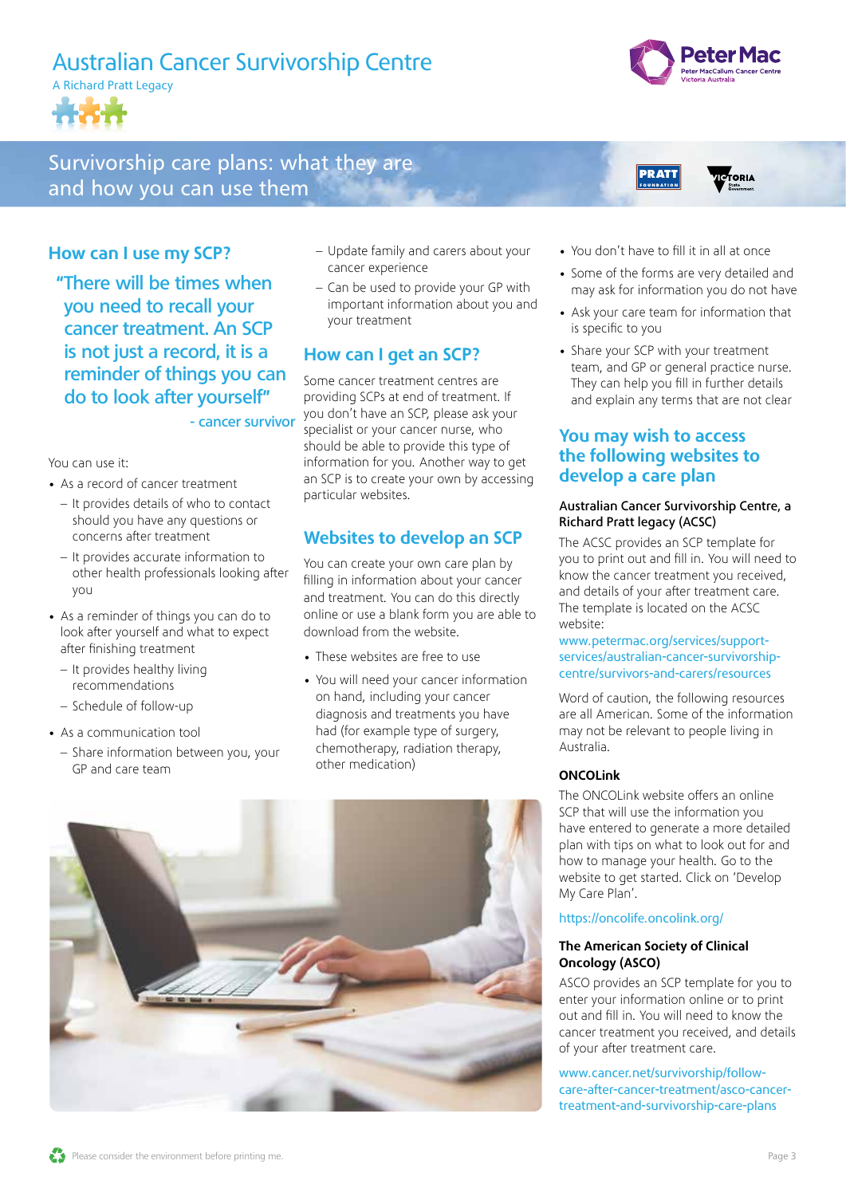# Survivorship care plans: what they are and how you can use them

## How can I use my SCP?

> "There will be times when you need to recall your cancer treatment. An SCP is not just a record, it is a reminder of things you can do to look after yourself"
>
> \- cancer survivor

You can use it:

- As a record of cancer treatment
  - It provides details of who to contact should you have any questions or concerns after treatment
  - It provides accurate information to other health professionals looking after you
- As a reminder of things you can do to look after yourself and what to expect after finishing treatment
  - It provides healthy living recommendations
  - Schedule of follow-up
- As a communication tool
  - Share information between you, your GP and care team
  - Update family and carers about your cancer experience
  - Can be used to provide your GP with important information about you and your treatment

## How can I get an SCP?

Some cancer treatment centres are providing SCPs at end of treatment. If you don't have an SCP, please ask your specialist or your cancer nurse, who should be able to provide this type of information for you. Another way to get an SCP is to create your own by accessing particular websites.

## Websites to develop an SCP

You can create your own care plan by filling in information about your cancer and treatment. You can do this directly online or use a blank form you are able to download from the website.

- These websites are free to use
- You will need your cancer information on hand, including your cancer diagnosis and treatments you have had (for example type of surgery, chemotherapy, radiation therapy, other medication)
- You don't have to fill it in all at once
- Some of the forms are very detailed and may ask for information you do not have
- Ask your care team for information that is specific to you
- Share your SCP with your treatment team, and GP or general practice nurse. They can help you fill in further details and explain any terms that are not clear

## You may wish to access the following websites to develop a care plan

**Australian Cancer Survivorship Centre, a Richard Pratt legacy (ACSC)**

The ACSC provides an SCP template for you to print out and fill in. You will need to know the cancer treatment you received, and details of your after treatment care. The template is located on the ACSC website:

www.petermac.org/services/support-services/australian-cancer-survivorship-centre/survivors-and-carers/resources

Word of caution, the following resources are all American. Some of the information may not be relevant to people living in Australia.

**ONCOLink**

The ONCOLink website offers an online SCP that will use the information you have entered to generate a more detailed plan with tips on what to look out for and how to manage your health. Go to the website to get started. Click on 'Develop My Care Plan'.

https://oncolife.oncolink.org/

**The American Society of Clinical Oncology (ASCO)**

ASCO provides an SCP template for you to enter your information online or to print out and fill in. You will need to know the cancer treatment you received, and details of your after treatment care.

www.cancer.net/survivorship/follow-care-after-cancer-treatment/asco-cancer-treatment-and-survivorship-care-plans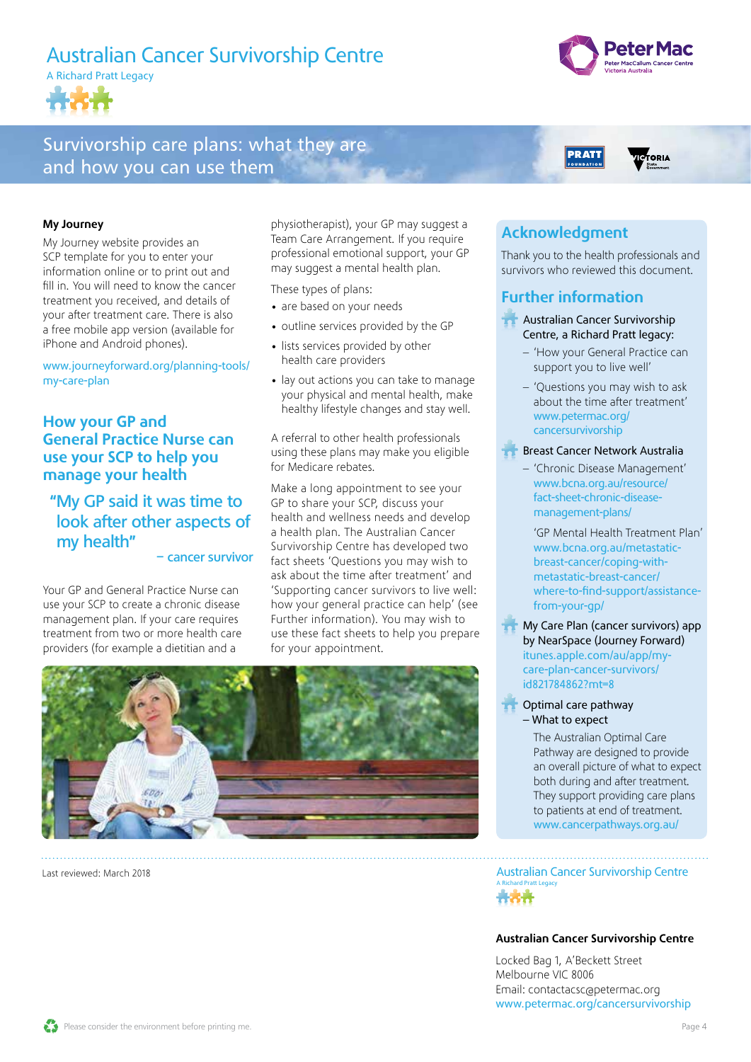# Survivorship care plans: what they are and how you can use them

### My Journey

My Journey website provides an SCP template for you to enter your information online or to print out and fill in. You will need to know the cancer treatment you received, and details of your after treatment care. There is also a free mobile app version (available for iPhone and Android phones).

www.journeyforward.org/planning-tools/my-care-plan

## How your GP and General Practice Nurse can use your SCP to help you manage your health

> "My GP said it was time to look after other aspects of my health"
>
> – cancer survivor

Your GP and General Practice Nurse can use your SCP to create a chronic disease management plan. If your care requires treatment from two or more health care providers (for example a dietitian and a physiotherapist), your GP may suggest a Team Care Arrangement. If you require professional emotional support, your GP may suggest a mental health plan.

These types of plans:

- are based on your needs
- outline services provided by the GP
- lists services provided by other health care providers
- lay out actions you can take to manage your physical and mental health, make healthy lifestyle changes and stay well.

A referral to other health professionals using these plans may make you eligible for Medicare rebates.

Make a long appointment to see your GP to share your SCP, discuss your health and wellness needs and develop a health plan. The Australian Cancer Survivorship Centre has developed two fact sheets 'Questions you may wish to ask about the time after treatment' and 'Supporting cancer survivors to live well: how your general practice can help' (see Further information). You may wish to use these fact sheets to help you prepare for your appointment.

## Acknowledgment

Thank you to the health professionals and survivors who reviewed this document.

## Further information

- Australian Cancer Survivorship Centre, a Richard Pratt legacy:
  - 'How your General Practice can support you to live well'
  - 'Questions you may wish to ask about the time after treatment'

    www.petermac.org/cancersurvivorship
- Breast Cancer Network Australia
  - 'Chronic Disease Management'

    www.bcna.org.au/resource/fact-sheet-chronic-disease-management-plans/

    'GP Mental Health Treatment Plan'

    www.bcna.org.au/metastatic-breast-cancer/coping-with-metastatic-breast-cancer/where-to-find-support/assistance-from-your-gp/
- My Care Plan (cancer survivors) app by NearSpace (Journey Forward)

  itunes.apple.com/au/app/my-care-plan-cancer-survivors/id821784862?mt=8
- Optimal care pathway – What to expect

  The Australian Optimal Care Pathway are designed to provide an overall picture of what to expect both during and after treatment. They support providing care plans to patients at end of treatment.

  www.cancerpathways.org.au/

Last reviewed: March 2018

**Australian Cancer Survivorship Centre**

Locked Bag 1, A'Beckett Street
Melbourne VIC 8006
Email: contactacsc@petermac.org
www.petermac.org/cancersurvivorship

Please consider the environment before printing me.